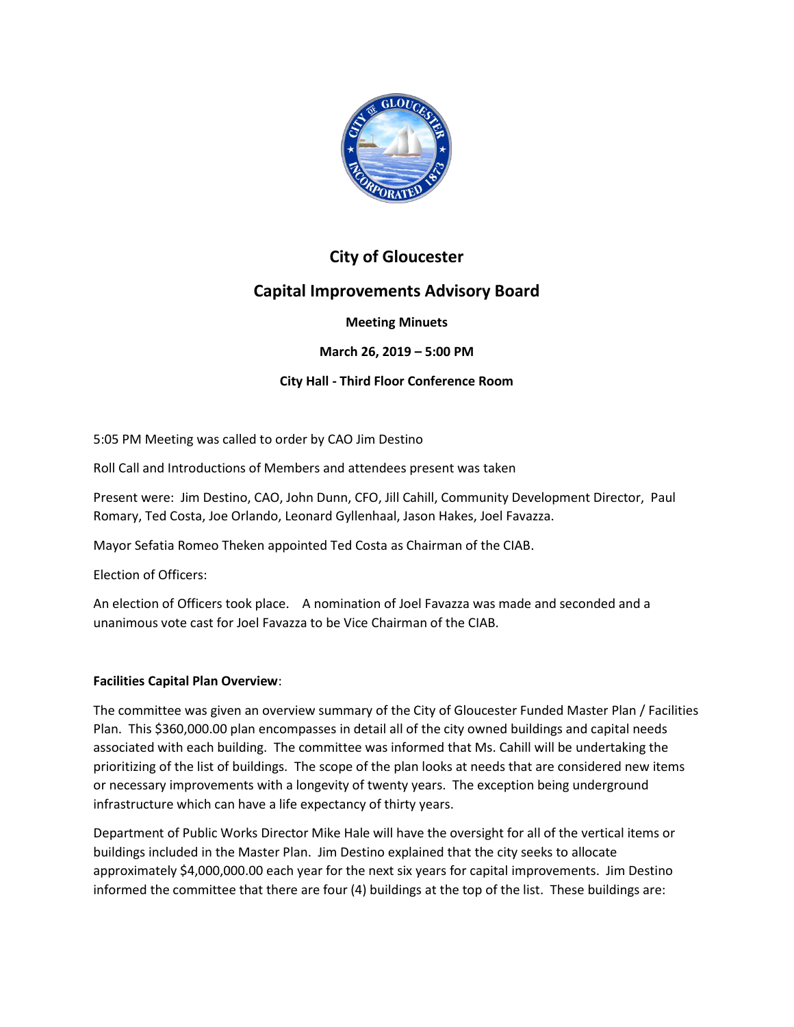# City of Gloucester

## Capital Improvements Advisory Board

**Meeting Minuets**

**March 26, 2019 – 5:00 PM**

**City Hall - Third Floor Conference Room**

5:05 PM Meeting was called to order by CAO Jim Destino

Roll Call and Introductions of Members and attendees present was taken

Present were: Jim Destino, CAO, John Dunn, CFO, Jill Cahill, Community Development Director, Paul Romary, Ted Costa, Joe Orlando, Leonard Gyllenhaal, Jason Hakes, Joel Favazza.

Mayor Sefatia Romeo Theken appointed Ted Costa as Chairman of the CIAB.

Election of Officers:

An election of Officers took place. A nomination of Joel Favazza was made and seconded and a unanimous vote cast for Joel Favazza to be Vice Chairman of the CIAB.

**Facilities Capital Plan Overview**:

The committee was given an overview summary of the City of Gloucester Funded Master Plan / Facilities Plan. This $360,000.00 plan encompasses in detail all of the city owned buildings and capital needs associated with each building. The committee was informed that Ms. Cahill will be undertaking the prioritizing of the list of buildings. The scope of the plan looks at needs that are considered new items or necessary improvements with a longevity of twenty years. The exception being underground infrastructure which can have a life expectancy of thirty years.

Department of Public Works Director Mike Hale will have the oversight for all of the vertical items or buildings included in the Master Plan. Jim Destino explained that the city seeks to allocate approximately $4,000,000.00 each year for the next six years for capital improvements. Jim Destino informed the committee that there are four (4) buildings at the top of the list. These buildings are: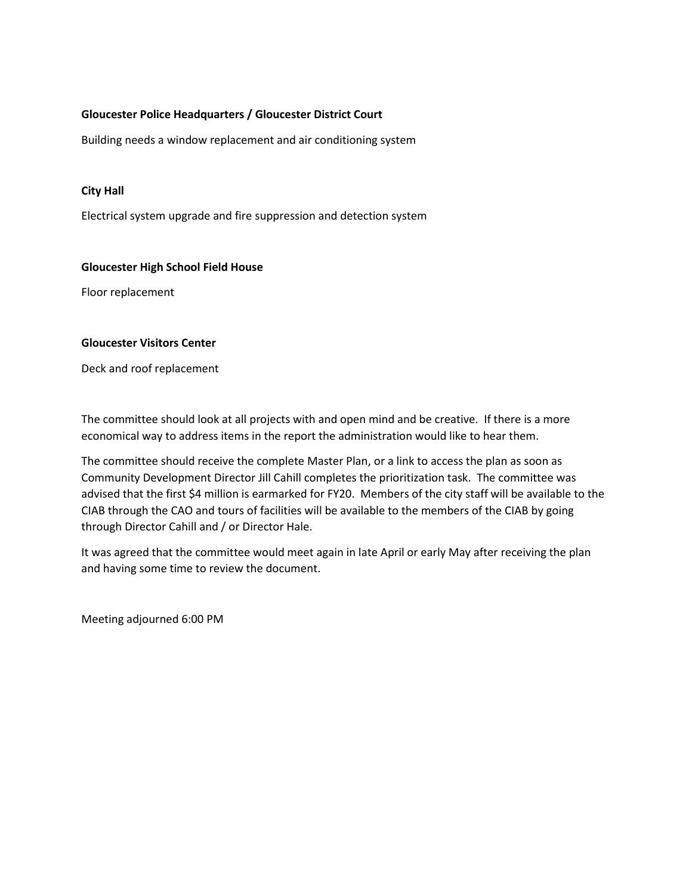**Gloucester Police Headquarters / Gloucester District Court**

Building needs a window replacement and air conditioning system

**City Hall**

Electrical system upgrade and fire suppression and detection system

**Gloucester High School Field House**

Floor replacement

**Gloucester Visitors Center**

Deck and roof replacement

The committee should look at all projects with and open mind and be creative. If there is a more economical way to address items in the report the administration would like to hear them.

The committee should receive the complete Master Plan, or a link to access the plan as soon as Community Development Director Jill Cahill completes the prioritization task. The committee was advised that the first $4 million is earmarked for FY20. Members of the city staff will be available to the CIAB through the CAO and tours of facilities will be available to the members of the CIAB by going through Director Cahill and / or Director Hale.

It was agreed that the committee would meet again in late April or early May after receiving the plan and having some time to review the document.

Meeting adjourned 6:00 PM